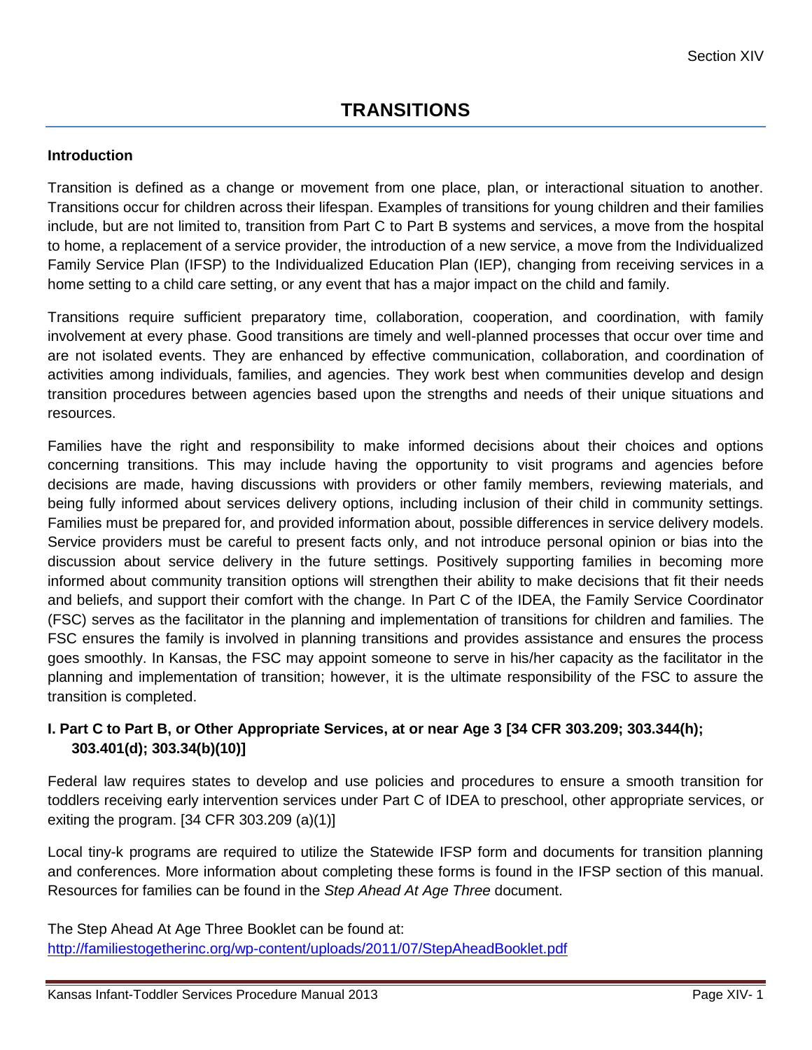# TRANSITIONS

**Introduction**

Transition is defined as a change or movement from one place, plan, or interactional situation to another. Transitions occur for children across their lifespan. Examples of transitions for young children and their families include, but are not limited to, transition from Part C to Part B systems and services, a move from the hospital to home, a replacement of a service provider, the introduction of a new service, a move from the Individualized Family Service Plan (IFSP) to the Individualized Education Plan (IEP), changing from receiving services in a home setting to a child care setting, or any event that has a major impact on the child and family.

Transitions require sufficient preparatory time, collaboration, cooperation, and coordination, with family involvement at every phase. Good transitions are timely and well-planned processes that occur over time and are not isolated events. They are enhanced by effective communication, collaboration, and coordination of activities among individuals, families, and agencies. They work best when communities develop and design transition procedures between agencies based upon the strengths and needs of their unique situations and resources.

Families have the right and responsibility to make informed decisions about their choices and options concerning transitions. This may include having the opportunity to visit programs and agencies before decisions are made, having discussions with providers or other family members, reviewing materials, and being fully informed about services delivery options, including inclusion of their child in community settings. Families must be prepared for, and provided information about, possible differences in service delivery models. Service providers must be careful to present facts only, and not introduce personal opinion or bias into the discussion about service delivery in the future settings. Positively supporting families in becoming more informed about community transition options will strengthen their ability to make decisions that fit their needs and beliefs, and support their comfort with the change. In Part C of the IDEA, the Family Service Coordinator (FSC) serves as the facilitator in the planning and implementation of transitions for children and families. The FSC ensures the family is involved in planning transitions and provides assistance and ensures the process goes smoothly. In Kansas, the FSC may appoint someone to serve in his/her capacity as the facilitator in the planning and implementation of transition; however, it is the ultimate responsibility of the FSC to assure the transition is completed.

## I. Part C to Part B, or Other Appropriate Services, at or near Age 3 [34 CFR 303.209; 303.344(h); 303.401(d); 303.34(b)(10)]

Federal law requires states to develop and use policies and procedures to ensure a smooth transition for toddlers receiving early intervention services under Part C of IDEA to preschool, other appropriate services, or exiting the program. [34 CFR 303.209 (a)(1)]

Local tiny-k programs are required to utilize the Statewide IFSP form and documents for transition planning and conferences. More information about completing these forms is found in the IFSP section of this manual. Resources for families can be found in the *Step Ahead At Age Three* document.

The Step Ahead At Age Three Booklet can be found at:
http://familiestogetherinc.org/wp-content/uploads/2011/07/StepAheadBooklet.pdf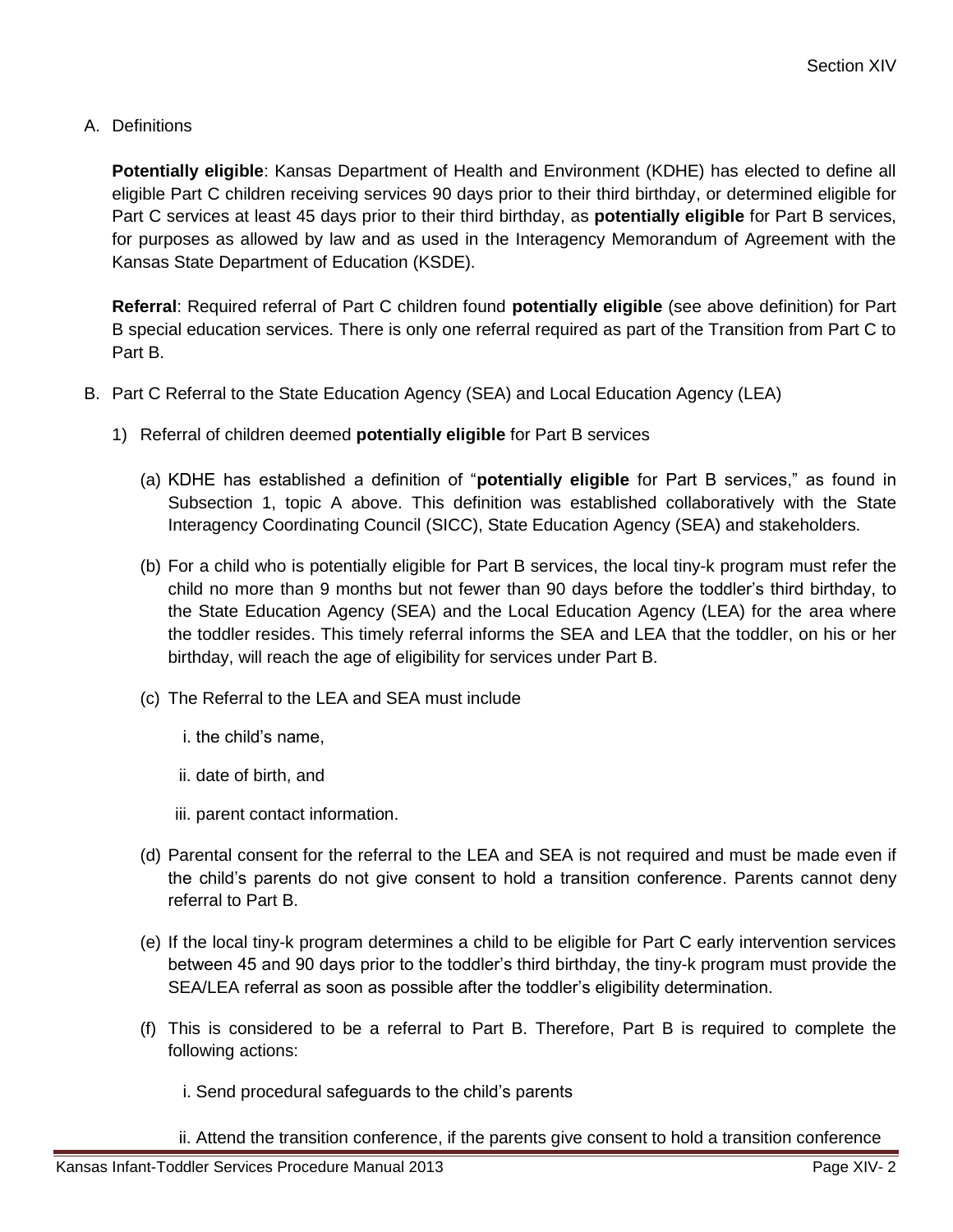A. Definitions

**Potentially eligible**: Kansas Department of Health and Environment (KDHE) has elected to define all eligible Part C children receiving services 90 days prior to their third birthday, or determined eligible for Part C services at least 45 days prior to their third birthday, as **potentially eligible** for Part B services, for purposes as allowed by law and as used in the Interagency Memorandum of Agreement with the Kansas State Department of Education (KSDE).

**Referral**: Required referral of Part C children found **potentially eligible** (see above definition) for Part B special education services. There is only one referral required as part of the Transition from Part C to Part B.

B. Part C Referral to the State Education Agency (SEA) and Local Education Agency (LEA)

1) Referral of children deemed **potentially eligible** for Part B services

(a) KDHE has established a definition of "**potentially eligible** for Part B services," as found in Subsection 1, topic A above. This definition was established collaboratively with the State Interagency Coordinating Council (SICC), State Education Agency (SEA) and stakeholders.

(b) For a child who is potentially eligible for Part B services, the local tiny-k program must refer the child no more than 9 months but not fewer than 90 days before the toddler's third birthday, to the State Education Agency (SEA) and the Local Education Agency (LEA) for the area where the toddler resides. This timely referral informs the SEA and LEA that the toddler, on his or her birthday, will reach the age of eligibility for services under Part B.

(c) The Referral to the LEA and SEA must include

i. the child's name,

ii. date of birth, and

iii. parent contact information.

(d) Parental consent for the referral to the LEA and SEA is not required and must be made even if the child's parents do not give consent to hold a transition conference. Parents cannot deny referral to Part B.

(e) If the local tiny-k program determines a child to be eligible for Part C early intervention services between 45 and 90 days prior to the toddler's third birthday, the tiny-k program must provide the SEA/LEA referral as soon as possible after the toddler's eligibility determination.

(f) This is considered to be a referral to Part B. Therefore, Part B is required to complete the following actions:

i. Send procedural safeguards to the child's parents

ii. Attend the transition conference, if the parents give consent to hold a transition conference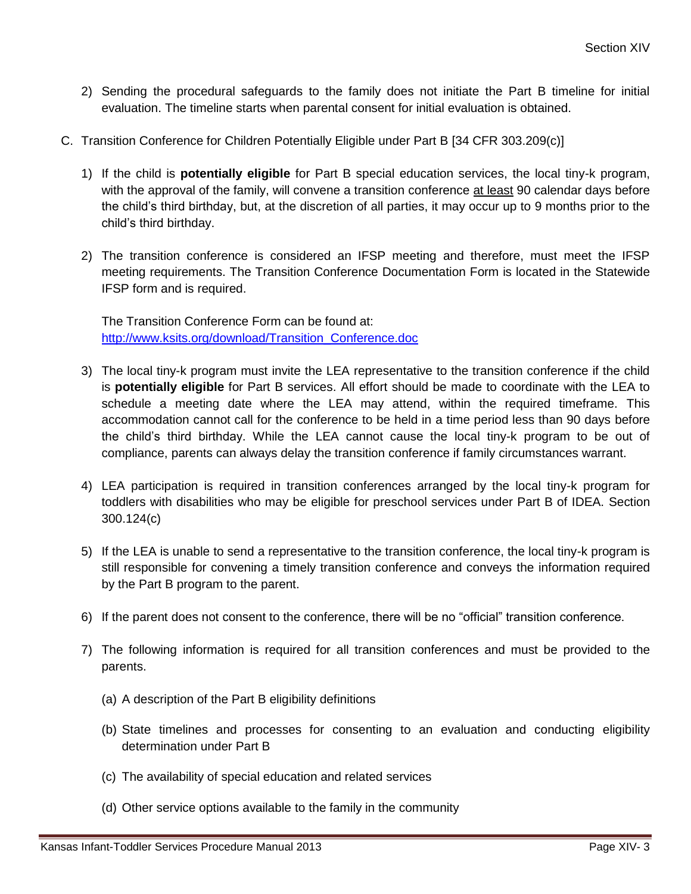2) Sending the procedural safeguards to the family does not initiate the Part B timeline for initial evaluation. The timeline starts when parental consent for initial evaluation is obtained.

C. Transition Conference for Children Potentially Eligible under Part B [34 CFR 303.209(c)]

1) If the child is **potentially eligible** for Part B special education services, the local tiny-k program, with the approval of the family, will convene a transition conference <u>at least</u> 90 calendar days before the child's third birthday, but, at the discretion of all parties, it may occur up to 9 months prior to the child's third birthday.

2) The transition conference is considered an IFSP meeting and therefore, must meet the IFSP meeting requirements. The Transition Conference Documentation Form is located in the Statewide IFSP form and is required.

   The Transition Conference Form can be found at:
   [http://www.ksits.org/download/Transition_Conference.doc](http://www.ksits.org/download/Transition_Conference.doc)

3) The local tiny-k program must invite the LEA representative to the transition conference if the child is **potentially eligible** for Part B services. All effort should be made to coordinate with the LEA to schedule a meeting date where the LEA may attend, within the required timeframe. This accommodation cannot call for the conference to be held in a time period less than 90 days before the child's third birthday. While the LEA cannot cause the local tiny-k program to be out of compliance, parents can always delay the transition conference if family circumstances warrant.

4) LEA participation is required in transition conferences arranged by the local tiny-k program for toddlers with disabilities who may be eligible for preschool services under Part B of IDEA. Section 300.124(c)

5) If the LEA is unable to send a representative to the transition conference, the local tiny-k program is still responsible for convening a timely transition conference and conveys the information required by the Part B program to the parent.

6) If the parent does not consent to the conference, there will be no "official" transition conference.

7) The following information is required for all transition conferences and must be provided to the parents.

   (a) A description of the Part B eligibility definitions

   (b) State timelines and processes for consenting to an evaluation and conducting eligibility determination under Part B

   (c) The availability of special education and related services

   (d) Other service options available to the family in the community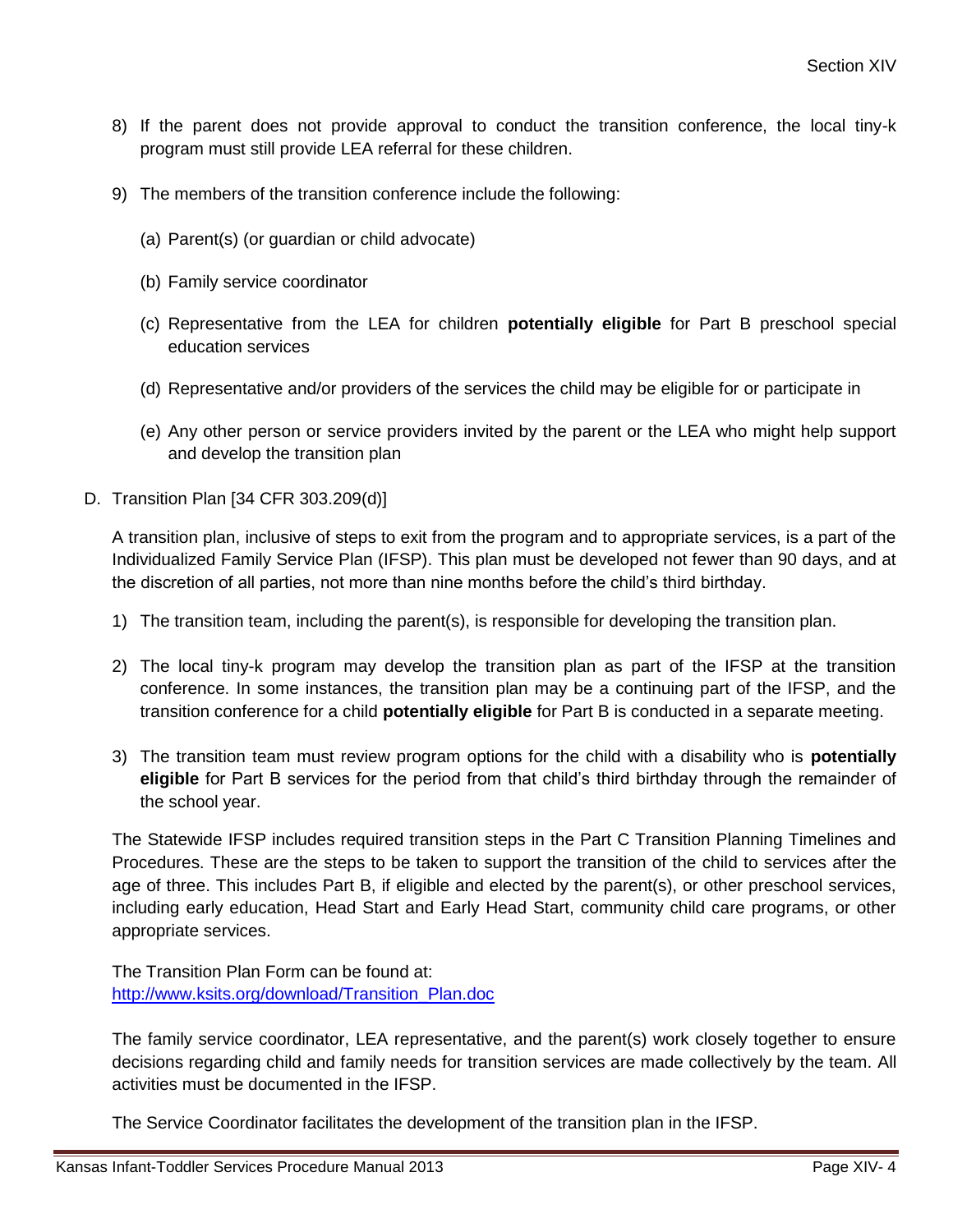8) If the parent does not provide approval to conduct the transition conference, the local tiny-k program must still provide LEA referral for these children.

9) The members of the transition conference include the following:

   (a) Parent(s) (or guardian or child advocate)

   (b) Family service coordinator

   (c) Representative from the LEA for children **potentially eligible** for Part B preschool special education services

   (d) Representative and/or providers of the services the child may be eligible for or participate in

   (e) Any other person or service providers invited by the parent or the LEA who might help support and develop the transition plan

D. Transition Plan [34 CFR 303.209(d)]

A transition plan, inclusive of steps to exit from the program and to appropriate services, is a part of the Individualized Family Service Plan (IFSP). This plan must be developed not fewer than 90 days, and at the discretion of all parties, not more than nine months before the child's third birthday.

1) The transition team, including the parent(s), is responsible for developing the transition plan.

2) The local tiny-k program may develop the transition plan as part of the IFSP at the transition conference. In some instances, the transition plan may be a continuing part of the IFSP, and the transition conference for a child **potentially eligible** for Part B is conducted in a separate meeting.

3) The transition team must review program options for the child with a disability who is **potentially eligible** for Part B services for the period from that child's third birthday through the remainder of the school year.

The Statewide IFSP includes required transition steps in the Part C Transition Planning Timelines and Procedures. These are the steps to be taken to support the transition of the child to services after the age of three. This includes Part B, if eligible and elected by the parent(s), or other preschool services, including early education, Head Start and Early Head Start, community child care programs, or other appropriate services.

The Transition Plan Form can be found at:
http://www.ksits.org/download/Transition_Plan.doc

The family service coordinator, LEA representative, and the parent(s) work closely together to ensure decisions regarding child and family needs for transition services are made collectively by the team. All activities must be documented in the IFSP.

The Service Coordinator facilitates the development of the transition plan in the IFSP.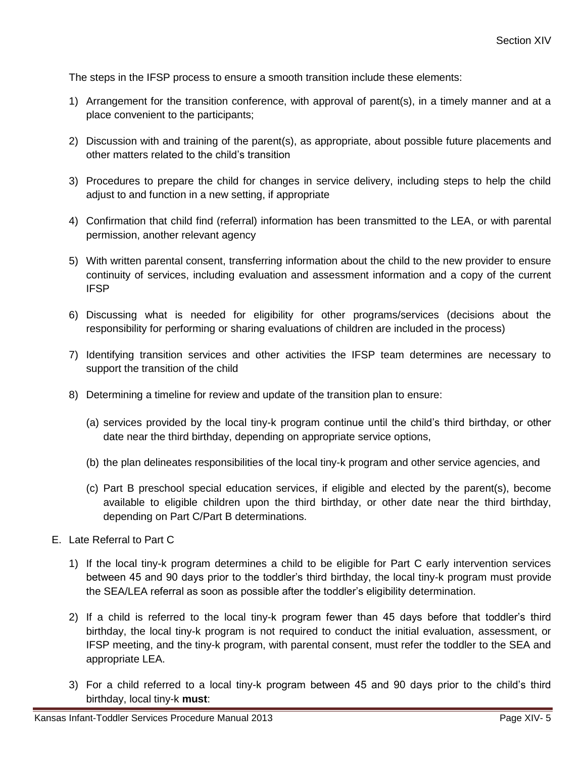The steps in the IFSP process to ensure a smooth transition include these elements:

1) Arrangement for the transition conference, with approval of parent(s), in a timely manner and at a place convenient to the participants;
2) Discussion with and training of the parent(s), as appropriate, about possible future placements and other matters related to the child's transition
3) Procedures to prepare the child for changes in service delivery, including steps to help the child adjust to and function in a new setting, if appropriate
4) Confirmation that child find (referral) information has been transmitted to the LEA, or with parental permission, another relevant agency
5) With written parental consent, transferring information about the child to the new provider to ensure continuity of services, including evaluation and assessment information and a copy of the current IFSP
6) Discussing what is needed for eligibility for other programs/services (decisions about the responsibility for performing or sharing evaluations of children are included in the process)
7) Identifying transition services and other activities the IFSP team determines are necessary to support the transition of the child
8) Determining a timeline for review and update of the transition plan to ensure:
   (a) services provided by the local tiny-k program continue until the child's third birthday, or other date near the third birthday, depending on appropriate service options,
   (b) the plan delineates responsibilities of the local tiny-k program and other service agencies, and
   (c) Part B preschool special education services, if eligible and elected by the parent(s), become available to eligible children upon the third birthday, or other date near the third birthday, depending on Part C/Part B determinations.

E. Late Referral to Part C

1) If the local tiny-k program determines a child to be eligible for Part C early intervention services between 45 and 90 days prior to the toddler's third birthday, the local tiny-k program must provide the SEA/LEA referral as soon as possible after the toddler's eligibility determination.
2) If a child is referred to the local tiny-k program fewer than 45 days before that toddler's third birthday, the local tiny-k program is not required to conduct the initial evaluation, assessment, or IFSP meeting, and the tiny-k program, with parental consent, must refer the toddler to the SEA and appropriate LEA.
3) For a child referred to a local tiny-k program between 45 and 90 days prior to the child's third birthday, local tiny-k **must**: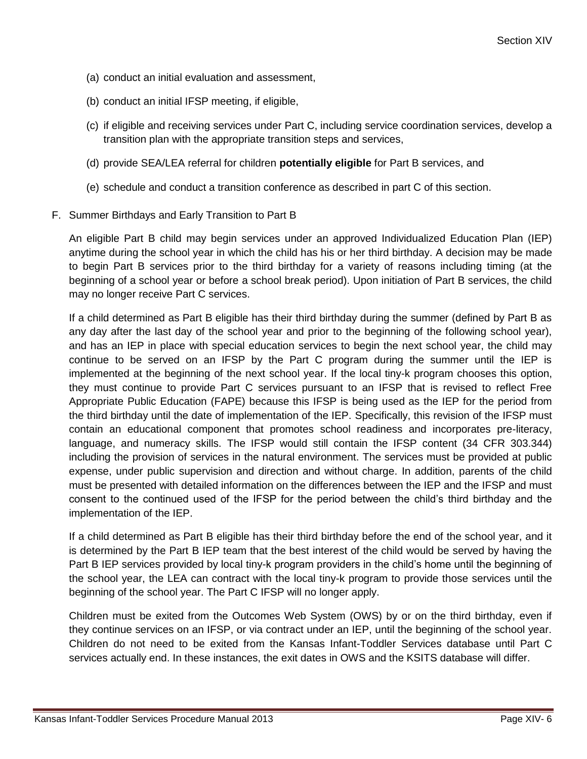(a) conduct an initial evaluation and assessment,

(b) conduct an initial IFSP meeting, if eligible,

(c) if eligible and receiving services under Part C, including service coordination services, develop a transition plan with the appropriate transition steps and services,

(d) provide SEA/LEA referral for children **potentially eligible** for Part B services, and

(e) schedule and conduct a transition conference as described in part C of this section.

F. Summer Birthdays and Early Transition to Part B

An eligible Part B child may begin services under an approved Individualized Education Plan (IEP) anytime during the school year in which the child has his or her third birthday. A decision may be made to begin Part B services prior to the third birthday for a variety of reasons including timing (at the beginning of a school year or before a school break period). Upon initiation of Part B services, the child may no longer receive Part C services.

If a child determined as Part B eligible has their third birthday during the summer (defined by Part B as any day after the last day of the school year and prior to the beginning of the following school year), and has an IEP in place with special education services to begin the next school year, the child may continue to be served on an IFSP by the Part C program during the summer until the IEP is implemented at the beginning of the next school year. If the local tiny-k program chooses this option, they must continue to provide Part C services pursuant to an IFSP that is revised to reflect Free Appropriate Public Education (FAPE) because this IFSP is being used as the IEP for the period from the third birthday until the date of implementation of the IEP. Specifically, this revision of the IFSP must contain an educational component that promotes school readiness and incorporates pre-literacy, language, and numeracy skills. The IFSP would still contain the IFSP content (34 CFR 303.344) including the provision of services in the natural environment. The services must be provided at public expense, under public supervision and direction and without charge. In addition, parents of the child must be presented with detailed information on the differences between the IEP and the IFSP and must consent to the continued used of the IFSP for the period between the child's third birthday and the implementation of the IEP.

If a child determined as Part B eligible has their third birthday before the end of the school year, and it is determined by the Part B IEP team that the best interest of the child would be served by having the Part B IEP services provided by local tiny-k program providers in the child's home until the beginning of the school year, the LEA can contract with the local tiny-k program to provide those services until the beginning of the school year. The Part C IFSP will no longer apply.

Children must be exited from the Outcomes Web System (OWS) by or on the third birthday, even if they continue services on an IFSP, or via contract under an IEP, until the beginning of the school year. Children do not need to be exited from the Kansas Infant-Toddler Services database until Part C services actually end. In these instances, the exit dates in OWS and the KSITS database will differ.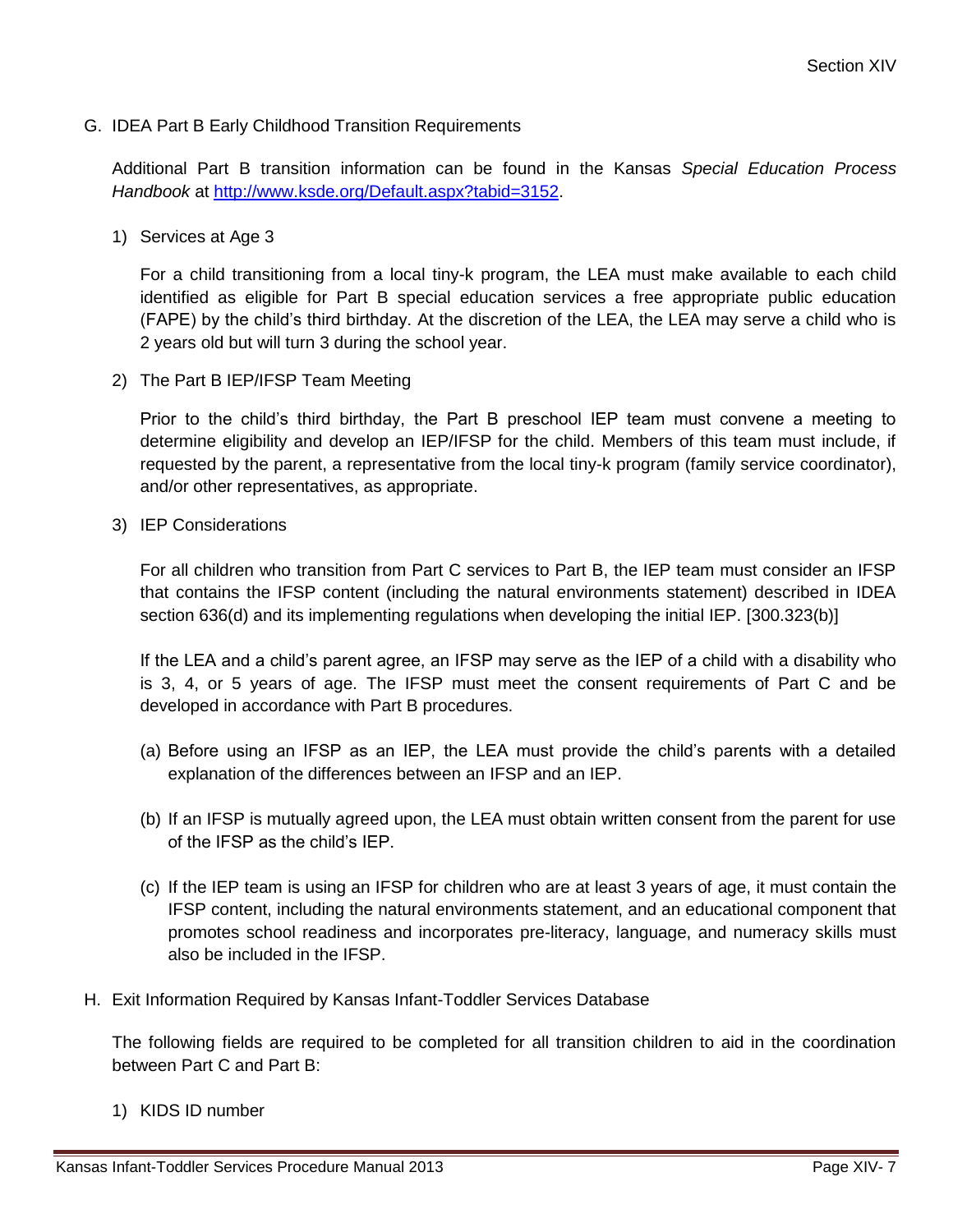## G. IDEA Part B Early Childhood Transition Requirements

Additional Part B transition information can be found in the Kansas *Special Education Process Handbook* at http://www.ksde.org/Default.aspx?tabid=3152.

### 1) Services at Age 3

For a child transitioning from a local tiny-k program, the LEA must make available to each child identified as eligible for Part B special education services a free appropriate public education (FAPE) by the child's third birthday. At the discretion of the LEA, the LEA may serve a child who is 2 years old but will turn 3 during the school year.

### 2) The Part B IEP/IFSP Team Meeting

Prior to the child's third birthday, the Part B preschool IEP team must convene a meeting to determine eligibility and develop an IEP/IFSP for the child. Members of this team must include, if requested by the parent, a representative from the local tiny-k program (family service coordinator), and/or other representatives, as appropriate.

### 3) IEP Considerations

For all children who transition from Part C services to Part B, the IEP team must consider an IFSP that contains the IFSP content (including the natural environments statement) described in IDEA section 636(d) and its implementing regulations when developing the initial IEP. [300.323(b)]

If the LEA and a child's parent agree, an IFSP may serve as the IEP of a child with a disability who is 3, 4, or 5 years of age. The IFSP must meet the consent requirements of Part C and be developed in accordance with Part B procedures.

(a) Before using an IFSP as an IEP, the LEA must provide the child's parents with a detailed explanation of the differences between an IFSP and an IEP.

(b) If an IFSP is mutually agreed upon, the LEA must obtain written consent from the parent for use of the IFSP as the child's IEP.

(c) If the IEP team is using an IFSP for children who are at least 3 years of age, it must contain the IFSP content, including the natural environments statement, and an educational component that promotes school readiness and incorporates pre-literacy, language, and numeracy skills must also be included in the IFSP.

## H. Exit Information Required by Kansas Infant-Toddler Services Database

The following fields are required to be completed for all transition children to aid in the coordination between Part C and Part B:

1) KIDS ID number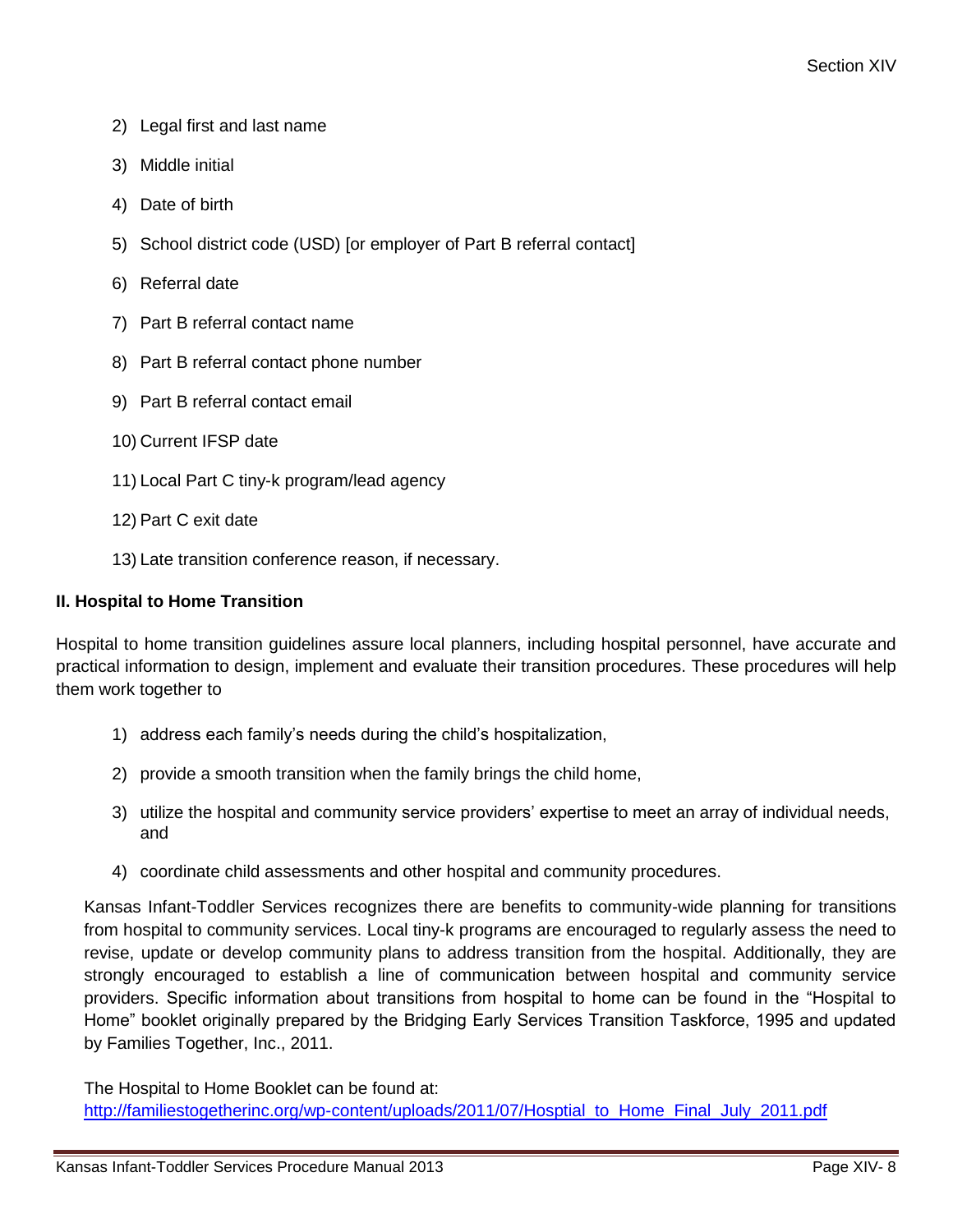2) Legal first and last name
3) Middle initial
4) Date of birth
5) School district code (USD) [or employer of Part B referral contact]
6) Referral date
7) Part B referral contact name
8) Part B referral contact phone number
9) Part B referral contact email
10) Current IFSP date
11) Local Part C tiny-k program/lead agency
12) Part C exit date
13) Late transition conference reason, if necessary.

**II. Hospital to Home Transition**

Hospital to home transition guidelines assure local planners, including hospital personnel, have accurate and practical information to design, implement and evaluate their transition procedures. These procedures will help them work together to

1) address each family's needs during the child's hospitalization,
2) provide a smooth transition when the family brings the child home,
3) utilize the hospital and community service providers' expertise to meet an array of individual needs, and
4) coordinate child assessments and other hospital and community procedures.

Kansas Infant-Toddler Services recognizes there are benefits to community-wide planning for transitions from hospital to community services. Local tiny-k programs are encouraged to regularly assess the need to revise, update or develop community plans to address transition from the hospital. Additionally, they are strongly encouraged to establish a line of communication between hospital and community service providers. Specific information about transitions from hospital to home can be found in the "Hospital to Home" booklet originally prepared by the Bridging Early Services Transition Taskforce, 1995 and updated by Families Together, Inc., 2011.

The Hospital to Home Booklet can be found at:
http://familiestogetherinc.org/wp-content/uploads/2011/07/Hosptial_to_Home_Final_July_2011.pdf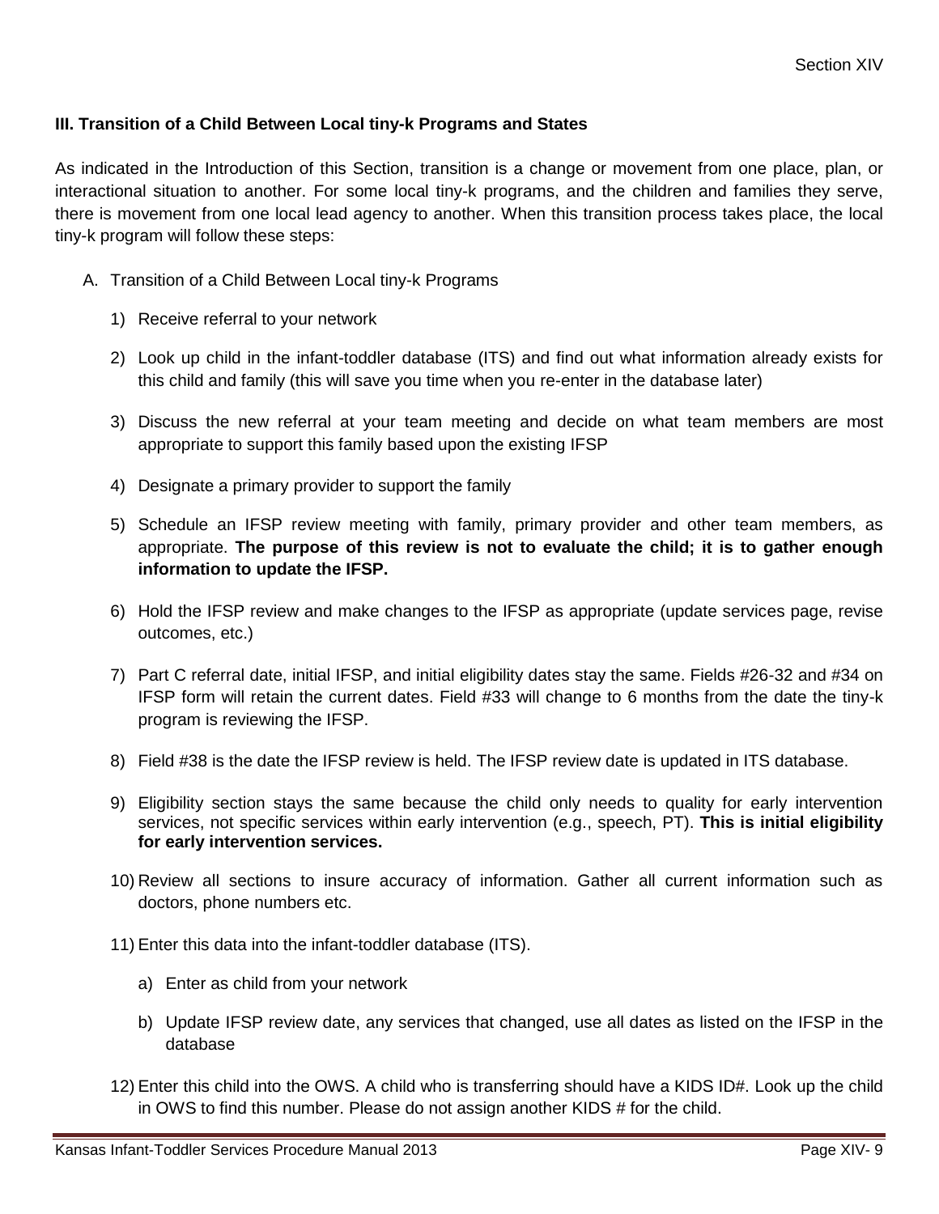### III. Transition of a Child Between Local tiny-k Programs and States

As indicated in the Introduction of this Section, transition is a change or movement from one place, plan, or interactional situation to another. For some local tiny-k programs, and the children and families they serve, there is movement from one local lead agency to another. When this transition process takes place, the local tiny-k program will follow these steps:

A. Transition of a Child Between Local tiny-k Programs

   1) Receive referral to your network

   2) Look up child in the infant-toddler database (ITS) and find out what information already exists for this child and family (this will save you time when you re-enter in the database later)

   3) Discuss the new referral at your team meeting and decide on what team members are most appropriate to support this family based upon the existing IFSP

   4) Designate a primary provider to support the family

   5) Schedule an IFSP review meeting with family, primary provider and other team members, as appropriate. **The purpose of this review is not to evaluate the child; it is to gather enough information to update the IFSP.**

   6) Hold the IFSP review and make changes to the IFSP as appropriate (update services page, revise outcomes, etc.)

   7) Part C referral date, initial IFSP, and initial eligibility dates stay the same. Fields #26-32 and #34 on IFSP form will retain the current dates. Field #33 will change to 6 months from the date the tiny-k program is reviewing the IFSP.

   8) Field #38 is the date the IFSP review is held. The IFSP review date is updated in ITS database.

   9) Eligibility section stays the same because the child only needs to quality for early intervention services, not specific services within early intervention (e.g., speech, PT). **This is initial eligibility for early intervention services.**

   10) Review all sections to insure accuracy of information. Gather all current information such as doctors, phone numbers etc.

   11) Enter this data into the infant-toddler database (ITS).

       a) Enter as child from your network

       b) Update IFSP review date, any services that changed, use all dates as listed on the IFSP in the database

   12) Enter this child into the OWS. A child who is transferring should have a KIDS ID#. Look up the child in OWS to find this number. Please do not assign another KIDS # for the child.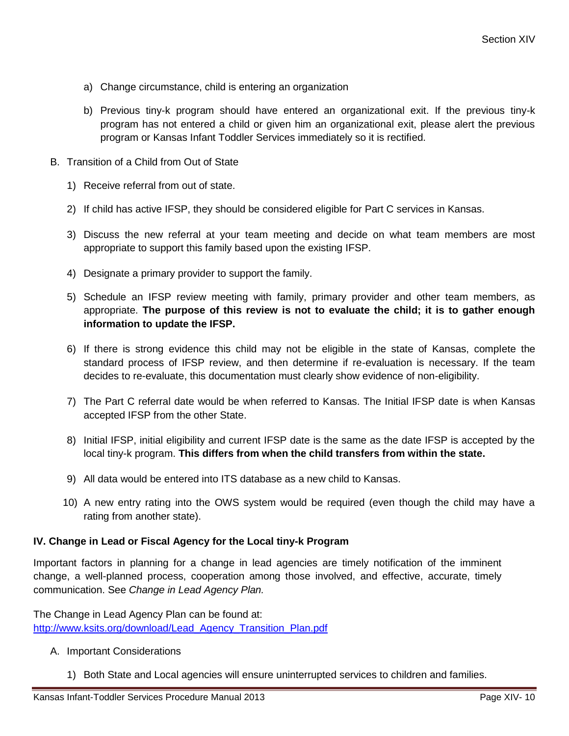a) Change circumstance, child is entering an organization

b) Previous tiny-k program should have entered an organizational exit. If the previous tiny-k program has not entered a child or given him an organizational exit, please alert the previous program or Kansas Infant Toddler Services immediately so it is rectified.

B. Transition of a Child from Out of State

1) Receive referral from out of state.

2) If child has active IFSP, they should be considered eligible for Part C services in Kansas.

3) Discuss the new referral at your team meeting and decide on what team members are most appropriate to support this family based upon the existing IFSP.

4) Designate a primary provider to support the family.

5) Schedule an IFSP review meeting with family, primary provider and other team members, as appropriate. **The purpose of this review is not to evaluate the child; it is to gather enough information to update the IFSP.**

6) If there is strong evidence this child may not be eligible in the state of Kansas, complete the standard process of IFSP review, and then determine if re-evaluation is necessary. If the team decides to re-evaluate, this documentation must clearly show evidence of non-eligibility.

7) The Part C referral date would be when referred to Kansas. The Initial IFSP date is when Kansas accepted IFSP from the other State.

8) Initial IFSP, initial eligibility and current IFSP date is the same as the date IFSP is accepted by the local tiny-k program. **This differs from when the child transfers from within the state.**

9) All data would be entered into ITS database as a new child to Kansas.

10) A new entry rating into the OWS system would be required (even though the child may have a rating from another state).

**IV. Change in Lead or Fiscal Agency for the Local tiny-k Program**

Important factors in planning for a change in lead agencies are timely notification of the imminent change, a well-planned process, cooperation among those involved, and effective, accurate, timely communication. See *Change in Lead Agency Plan.*

The Change in Lead Agency Plan can be found at:
http://www.ksits.org/download/Lead_Agency_Transition_Plan.pdf

A. Important Considerations

1) Both State and Local agencies will ensure uninterrupted services to children and families.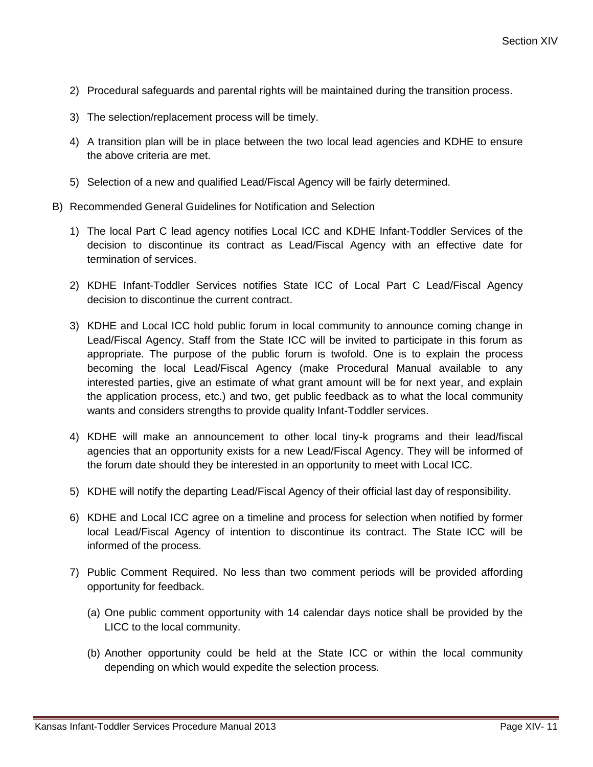2) Procedural safeguards and parental rights will be maintained during the transition process.

3) The selection/replacement process will be timely.

4) A transition plan will be in place between the two local lead agencies and KDHE to ensure the above criteria are met.

5) Selection of a new and qualified Lead/Fiscal Agency will be fairly determined.

B) Recommended General Guidelines for Notification and Selection

1) The local Part C lead agency notifies Local ICC and KDHE Infant-Toddler Services of the decision to discontinue its contract as Lead/Fiscal Agency with an effective date for termination of services.

2) KDHE Infant-Toddler Services notifies State ICC of Local Part C Lead/Fiscal Agency decision to discontinue the current contract.

3) KDHE and Local ICC hold public forum in local community to announce coming change in Lead/Fiscal Agency. Staff from the State ICC will be invited to participate in this forum as appropriate. The purpose of the public forum is twofold. One is to explain the process becoming the local Lead/Fiscal Agency (make Procedural Manual available to any interested parties, give an estimate of what grant amount will be for next year, and explain the application process, etc.) and two, get public feedback as to what the local community wants and considers strengths to provide quality Infant-Toddler services.

4) KDHE will make an announcement to other local tiny-k programs and their lead/fiscal agencies that an opportunity exists for a new Lead/Fiscal Agency. They will be informed of the forum date should they be interested in an opportunity to meet with Local ICC.

5) KDHE will notify the departing Lead/Fiscal Agency of their official last day of responsibility.

6) KDHE and Local ICC agree on a timeline and process for selection when notified by former local Lead/Fiscal Agency of intention to discontinue its contract. The State ICC will be informed of the process.

7) Public Comment Required. No less than two comment periods will be provided affording opportunity for feedback.

   (a) One public comment opportunity with 14 calendar days notice shall be provided by the LICC to the local community.

   (b) Another opportunity could be held at the State ICC or within the local community depending on which would expedite the selection process.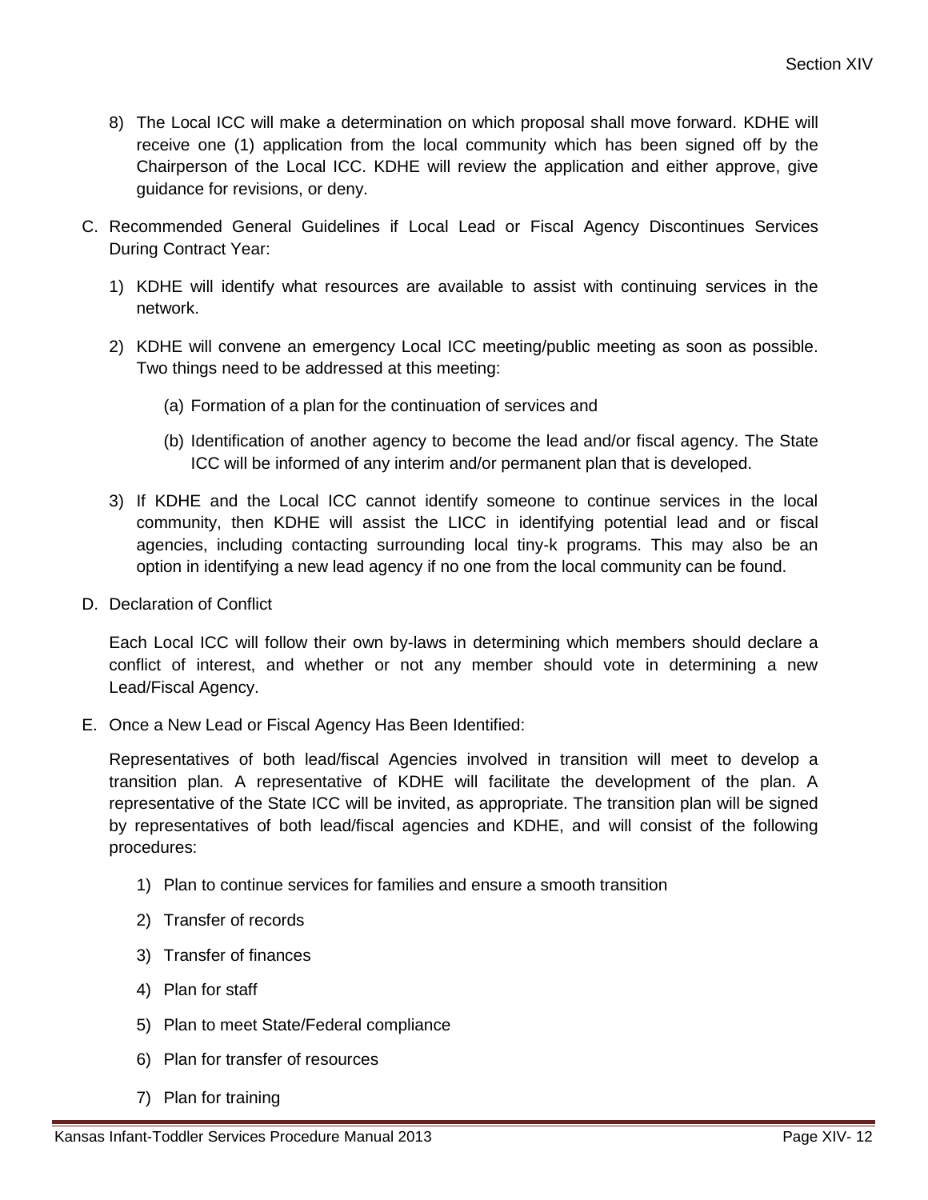8) The Local ICC will make a determination on which proposal shall move forward. KDHE will receive one (1) application from the local community which has been signed off by the Chairperson of the Local ICC. KDHE will review the application and either approve, give guidance for revisions, or deny.

C. Recommended General Guidelines if Local Lead or Fiscal Agency Discontinues Services During Contract Year:

   1) KDHE will identify what resources are available to assist with continuing services in the network.

   2) KDHE will convene an emergency Local ICC meeting/public meeting as soon as possible. Two things need to be addressed at this meeting:

      (a) Formation of a plan for the continuation of services and

      (b) Identification of another agency to become the lead and/or fiscal agency. The State ICC will be informed of any interim and/or permanent plan that is developed.

   3) If KDHE and the Local ICC cannot identify someone to continue services in the local community, then KDHE will assist the LICC in identifying potential lead and or fiscal agencies, including contacting surrounding local tiny-k programs. This may also be an option in identifying a new lead agency if no one from the local community can be found.

D. Declaration of Conflict

   Each Local ICC will follow their own by-laws in determining which members should declare a conflict of interest, and whether or not any member should vote in determining a new Lead/Fiscal Agency.

E. Once a New Lead or Fiscal Agency Has Been Identified:

   Representatives of both lead/fiscal Agencies involved in transition will meet to develop a transition plan. A representative of KDHE will facilitate the development of the plan. A representative of the State ICC will be invited, as appropriate. The transition plan will be signed by representatives of both lead/fiscal agencies and KDHE, and will consist of the following procedures:

   1) Plan to continue services for families and ensure a smooth transition

   2) Transfer of records

   3) Transfer of finances

   4) Plan for staff

   5) Plan to meet State/Federal compliance

   6) Plan for transfer of resources

   7) Plan for training